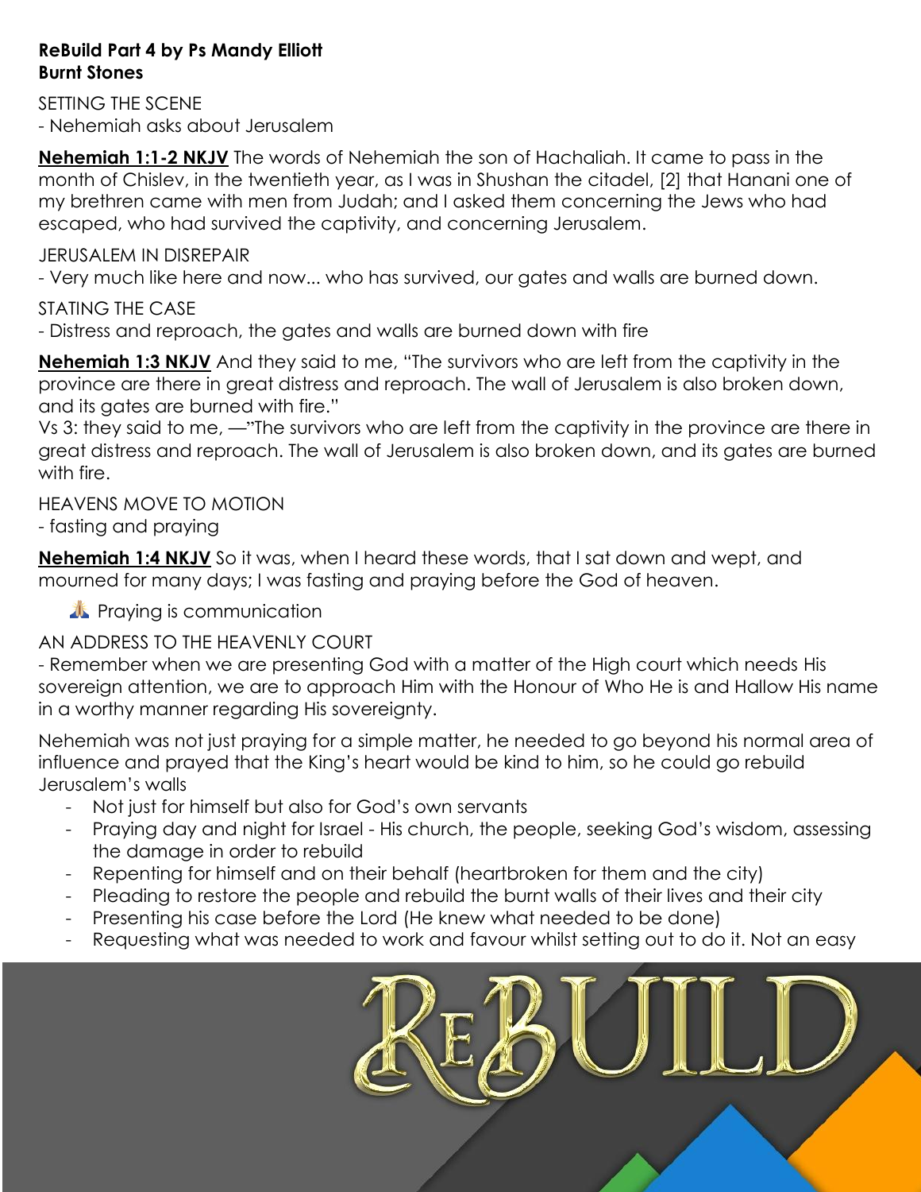**ReBuild Part 4 by Ps Mandy Elliott**
**Burnt Stones**

SETTING THE SCENE
- Nehemiah asks about Jerusalem

**Nehemiah 1:1-2 NKJV** The words of Nehemiah the son of Hachaliah. It came to pass in the month of Chislev, in the twentieth year, as I was in Shushan the citadel, [2] that Hanani one of my brethren came with men from Judah; and I asked them concerning the Jews who had escaped, who had survived the captivity, and concerning Jerusalem.

JERUSALEM IN DISREPAIR
- Very much like here and now... who has survived, our gates and walls are burned down.

STATING THE CASE
- Distress and reproach, the gates and walls are burned down with fire

**Nehemiah 1:3 NKJV** And they said to me, "The survivors who are left from the captivity in the province are there in great distress and reproach. The wall of Jerusalem is also broken down, and its gates are burned with fire."
Vs 3: they said to me, —"The survivors who are left from the captivity in the province are there in great distress and reproach. The wall of Jerusalem is also broken down, and its gates are burned with fire.

HEAVENS MOVE TO MOTION
- fasting and praying

**Nehemiah 1:4 NKJV** So it was, when I heard these words, that I sat down and wept, and mourned for many days; I was fasting and praying before the God of heaven.

🙏 Praying is communication

AN ADDRESS TO THE HEAVENLY COURT
- Remember when we are presenting God with a matter of the High court which needs His sovereign attention, we are to approach Him with the Honour of Who He is and Hallow His name in a worthy manner regarding His sovereignty.

Nehemiah was not just praying for a simple matter, he needed to go beyond his normal area of influence and prayed that the King's heart would be kind to him, so he could go rebuild Jerusalem's walls

- Not just for himself but also for God's own servants
- Praying day and night for Israel - His church, the people, seeking God's wisdom, assessing the damage in order to rebuild
- Repenting for himself and on their behalf (heartbroken for them and the city)
- Pleading to restore the people and rebuild the burnt walls of their lives and their city
- Presenting his case before the Lord (He knew what needed to be done)
- Requesting what was needed to work and favour whilst setting out to do it. Not an easy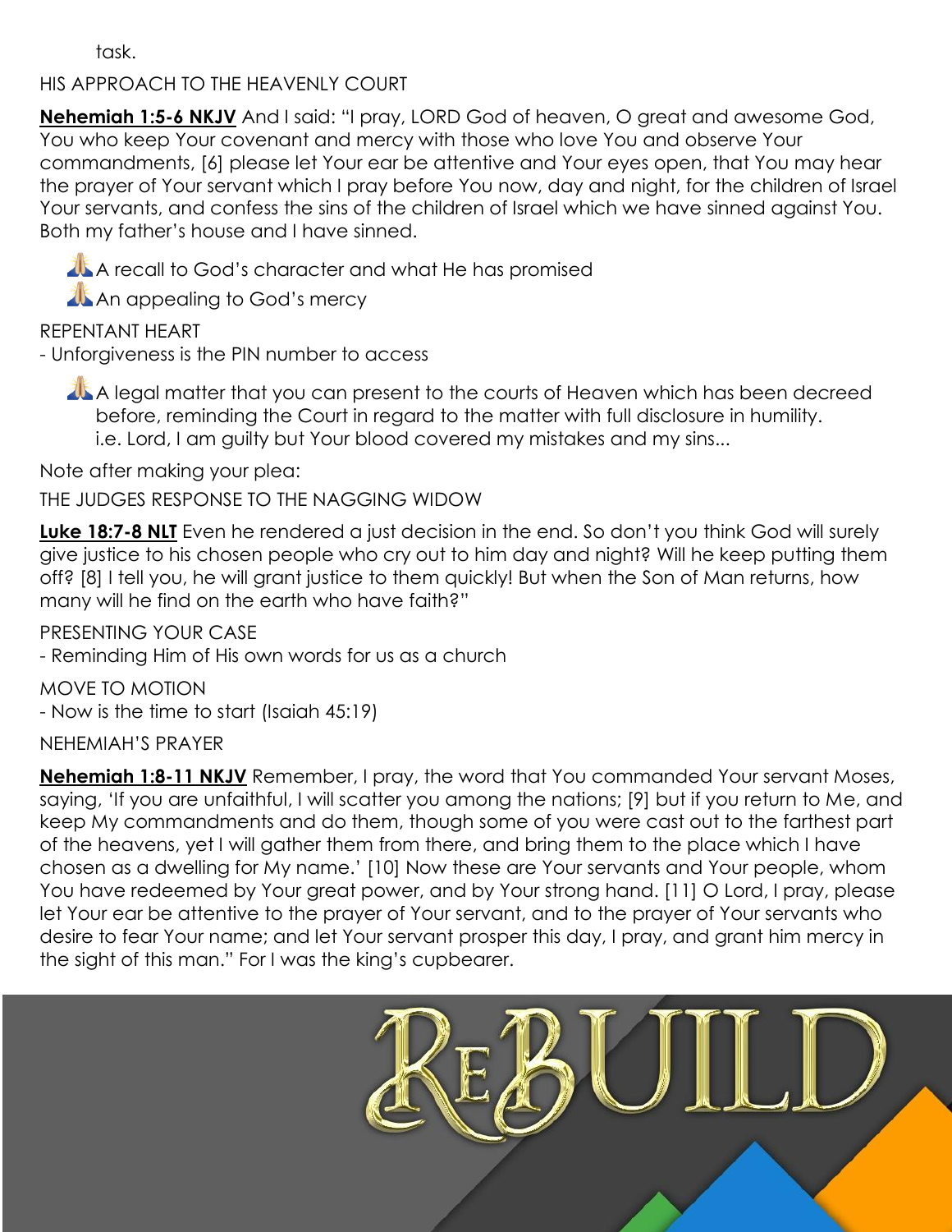task.

HIS APPROACH TO THE HEAVENLY COURT

**Nehemiah 1:5-6 NKJV** And I said: "I pray, LORD God of heaven, O great and awesome God, You who keep Your covenant and mercy with those who love You and observe Your commandments, [6] please let Your ear be attentive and Your eyes open, that You may hear the prayer of Your servant which I pray before You now, day and night, for the children of Israel Your servants, and confess the sins of the children of Israel which we have sinned against You. Both my father's house and I have sinned.

- 🙏 A recall to God's character and what He has promised
- 🙏 An appealing to God's mercy

REPENTANT HEART

- Unforgiveness is the PIN number to access

- 🙏 A legal matter that you can present to the courts of Heaven which has been decreed before, reminding the Court in regard to the matter with full disclosure in humility. i.e. Lord, I am guilty but Your blood covered my mistakes and my sins...

Note after making your plea:

THE JUDGES RESPONSE TO THE NAGGING WIDOW

**Luke 18:7-8 NLT** Even he rendered a just decision in the end. So don't you think God will surely give justice to his chosen people who cry out to him day and night? Will he keep putting them off? [8] I tell you, he will grant justice to them quickly! But when the Son of Man returns, how many will he find on the earth who have faith?"

PRESENTING YOUR CASE

- Reminding Him of His own words for us as a church

MOVE TO MOTION

- Now is the time to start (Isaiah 45:19)

NEHEMIAH'S PRAYER

**Nehemiah 1:8-11 NKJV** Remember, I pray, the word that You commanded Your servant Moses, saying, 'If you are unfaithful, I will scatter you among the nations; [9] but if you return to Me, and keep My commandments and do them, though some of you were cast out to the farthest part of the heavens, yet I will gather them from there, and bring them to the place which I have chosen as a dwelling for My name.' [10] Now these are Your servants and Your people, whom You have redeemed by Your great power, and by Your strong hand. [11] O Lord, I pray, please let Your ear be attentive to the prayer of Your servant, and to the prayer of Your servants who desire to fear Your name; and let Your servant prosper this day, I pray, and grant him mercy in the sight of this man." For I was the king's cupbearer.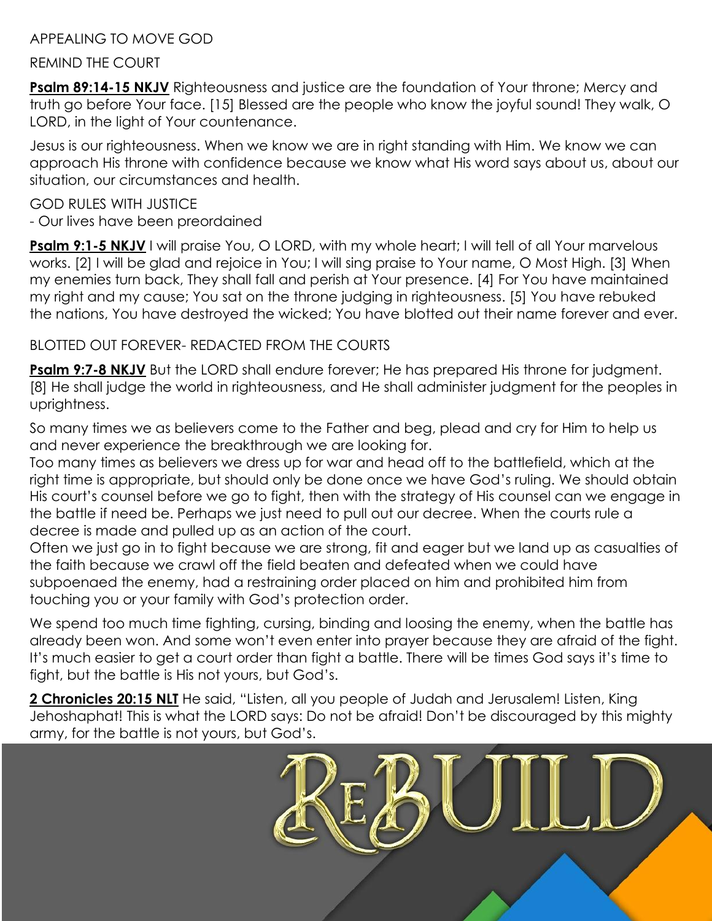APPEALING TO MOVE GOD

REMIND THE COURT

**Psalm 89:14-15 NKJV** Righteousness and justice are the foundation of Your throne; Mercy and truth go before Your face. [15] Blessed are the people who know the joyful sound! They walk, O LORD, in the light of Your countenance.

Jesus is our righteousness. When we know we are in right standing with Him. We know we can approach His throne with confidence because we know what His word says about us, about our situation, our circumstances and health.

GOD RULES WITH JUSTICE

- Our lives have been preordained

**Psalm 9:1-5 NKJV** I will praise You, O LORD, with my whole heart; I will tell of all Your marvelous works. [2] I will be glad and rejoice in You; I will sing praise to Your name, O Most High. [3] When my enemies turn back, They shall fall and perish at Your presence. [4] For You have maintained my right and my cause; You sat on the throne judging in righteousness. [5] You have rebuked the nations, You have destroyed the wicked; You have blotted out their name forever and ever.

BLOTTED OUT FOREVER- REDACTED FROM THE COURTS

**Psalm 9:7-8 NKJV** But the LORD shall endure forever; He has prepared His throne for judgment. [8] He shall judge the world in righteousness, and He shall administer judgment for the peoples in uprightness.

So many times we as believers come to the Father and beg, plead and cry for Him to help us and never experience the breakthrough we are looking for.
Too many times as believers we dress up for war and head off to the battlefield, which at the right time is appropriate, but should only be done once we have God's ruling. We should obtain His court's counsel before we go to fight, then with the strategy of His counsel can we engage in the battle if need be. Perhaps we just need to pull out our decree. When the courts rule a decree is made and pulled up as an action of the court.
Often we just go in to fight because we are strong, fit and eager but we land up as casualties of the faith because we crawl off the field beaten and defeated when we could have subpoenaed the enemy, had a restraining order placed on him and prohibited him from touching you or your family with God's protection order.

We spend too much time fighting, cursing, binding and loosing the enemy, when the battle has already been won. And some won't even enter into prayer because they are afraid of the fight. It's much easier to get a court order than fight a battle. There will be times God says it's time to fight, but the battle is His not yours, but God's.

**2 Chronicles 20:15 NLT** He said, "Listen, all you people of Judah and Jerusalem! Listen, King Jehoshaphat! This is what the LORD says: Do not be afraid! Don't be discouraged by this mighty army, for the battle is not yours, but God's.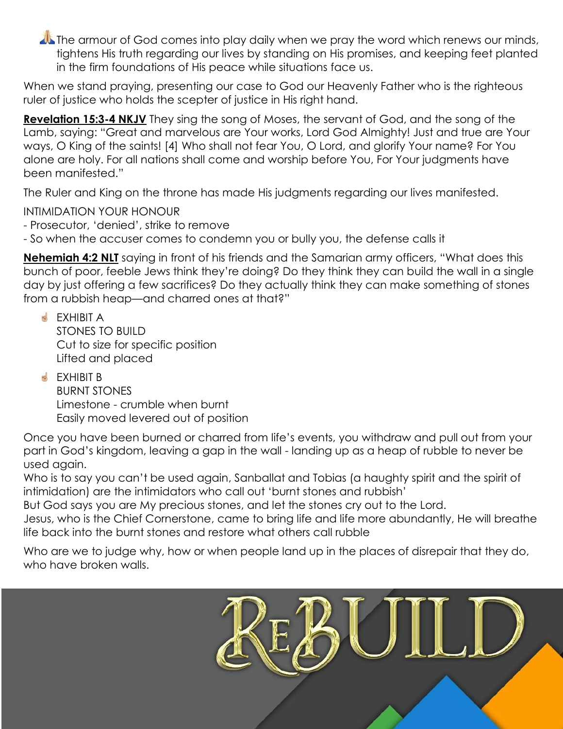🙏 The armour of God comes into play daily when we pray the word which renews our minds, tightens His truth regarding our lives by standing on His promises, and keeping feet planted in the firm foundations of His peace while situations face us.

When we stand praying, presenting our case to God our Heavenly Father who is the righteous ruler of justice who holds the scepter of justice in His right hand.

**Revelation 15:3-4 NKJV** They sing the song of Moses, the servant of God, and the song of the Lamb, saying: "Great and marvelous are Your works, Lord God Almighty! Just and true are Your ways, O King of the saints! [4] Who shall not fear You, O Lord, and glorify Your name? For You alone are holy. For all nations shall come and worship before You, For Your judgments have been manifested."

The Ruler and King on the throne has made His judgments regarding our lives manifested.

INTIMIDATION YOUR HONOUR
- Prosecutor, 'denied', strike to remove
- So when the accuser comes to condemn you or bully you, the defense calls it

**Nehemiah 4:2 NLT** saying in front of his friends and the Samarian army officers, "What does this bunch of poor, feeble Jews think they're doing? Do they think they can build the wall in a single day by just offering a few sacrifices? Do they actually think they can make something of stones from a rubbish heap—and charred ones at that?"

- ☝ EXHIBIT A
  STONES TO BUILD
  Cut to size for specific position
  Lifted and placed
- ☝ EXHIBIT B
  BURNT STONES
  Limestone - crumble when burnt
  Easily moved levered out of position

Once you have been burned or charred from life's events, you withdraw and pull out from your part in God's kingdom, leaving a gap in the wall - landing up as a heap of rubble to never be used again.
Who is to say you can't be used again, Sanballat and Tobias (a haughty spirit and the spirit of intimidation) are the intimidators who call out 'burnt stones and rubbish'
But God says you are My precious stones, and let the stones cry out to the Lord.
Jesus, who is the Chief Cornerstone, came to bring life and life more abundantly, He will breathe life back into the burnt stones and restore what others call rubble

Who are we to judge why, how or when people land up in the places of disrepair that they do, who have broken walls.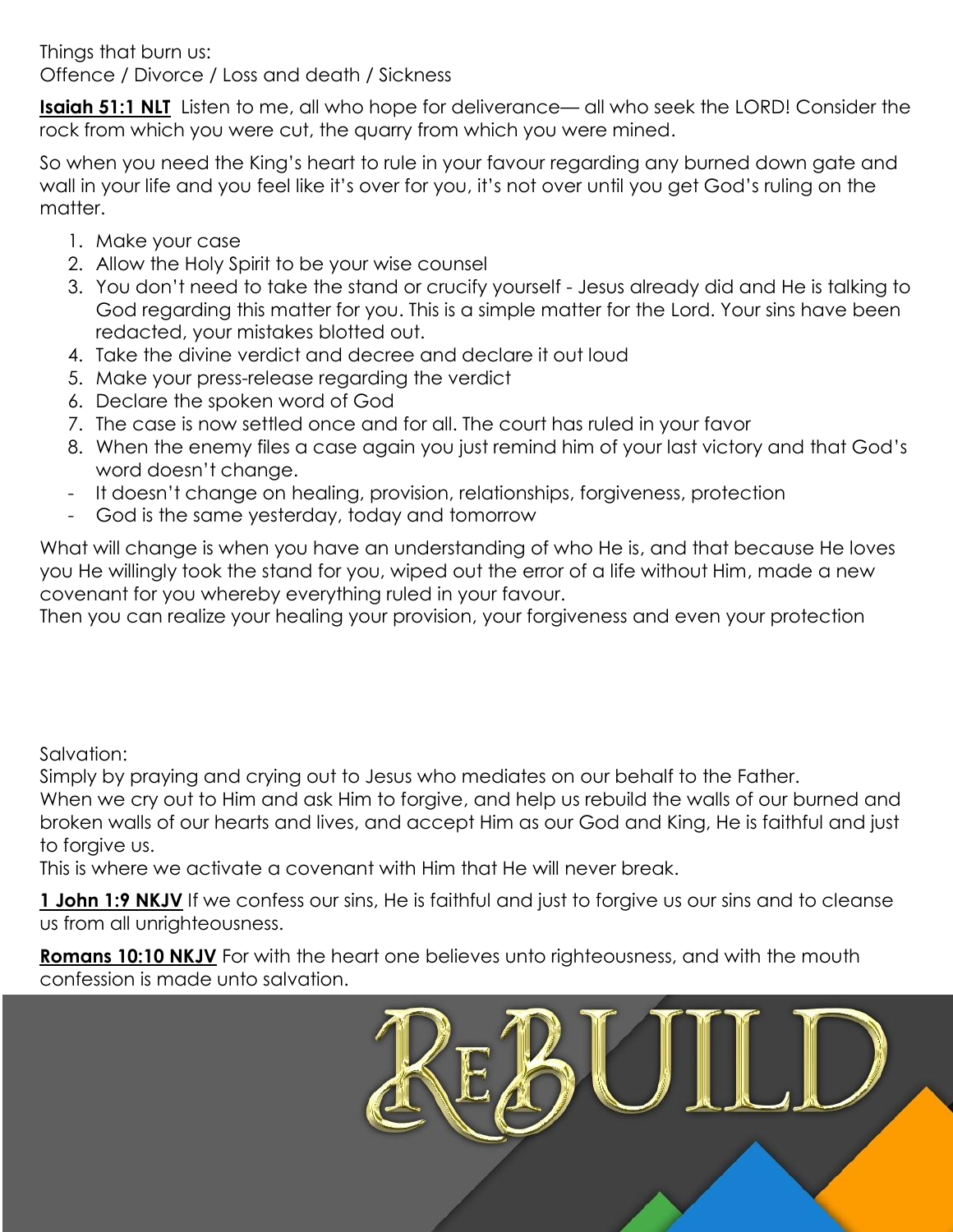Things that burn us:
Offence / Divorce / Loss and death / Sickness

**Isaiah 51:1 NLT** Listen to me, all who hope for deliverance— all who seek the LORD! Consider the rock from which you were cut, the quarry from which you were mined.

So when you need the King's heart to rule in your favour regarding any burned down gate and wall in your life and you feel like it's over for you, it's not over until you get God's ruling on the matter.

1. Make your case
2. Allow the Holy Spirit to be your wise counsel
3. You don't need to take the stand or crucify yourself - Jesus already did and He is talking to God regarding this matter for you. This is a simple matter for the Lord. Your sins have been redacted, your mistakes blotted out.
4. Take the divine verdict and decree and declare it out loud
5. Make your press-release regarding the verdict
6. Declare the spoken word of God
7. The case is now settled once and for all. The court has ruled in your favor
8. When the enemy files a case again you just remind him of your last victory and that God's word doesn't change.

- It doesn't change on healing, provision, relationships, forgiveness, protection
- God is the same yesterday, today and tomorrow

What will change is when you have an understanding of who He is, and that because He loves you He willingly took the stand for you, wiped out the error of a life without Him, made a new covenant for you whereby everything ruled in your favour.
Then you can realize your healing your provision, your forgiveness and even your protection

Salvation:
Simply by praying and crying out to Jesus who mediates on our behalf to the Father.
When we cry out to Him and ask Him to forgive, and help us rebuild the walls of our burned and broken walls of our hearts and lives, and accept Him as our God and King, He is faithful and just to forgive us.
This is where we activate a covenant with Him that He will never break.

**1 John 1:9 NKJV** If we confess our sins, He is faithful and just to forgive us our sins and to cleanse us from all unrighteousness.

**Romans 10:10 NKJV** For with the heart one believes unto righteousness, and with the mouth confession is made unto salvation.

REBUILD